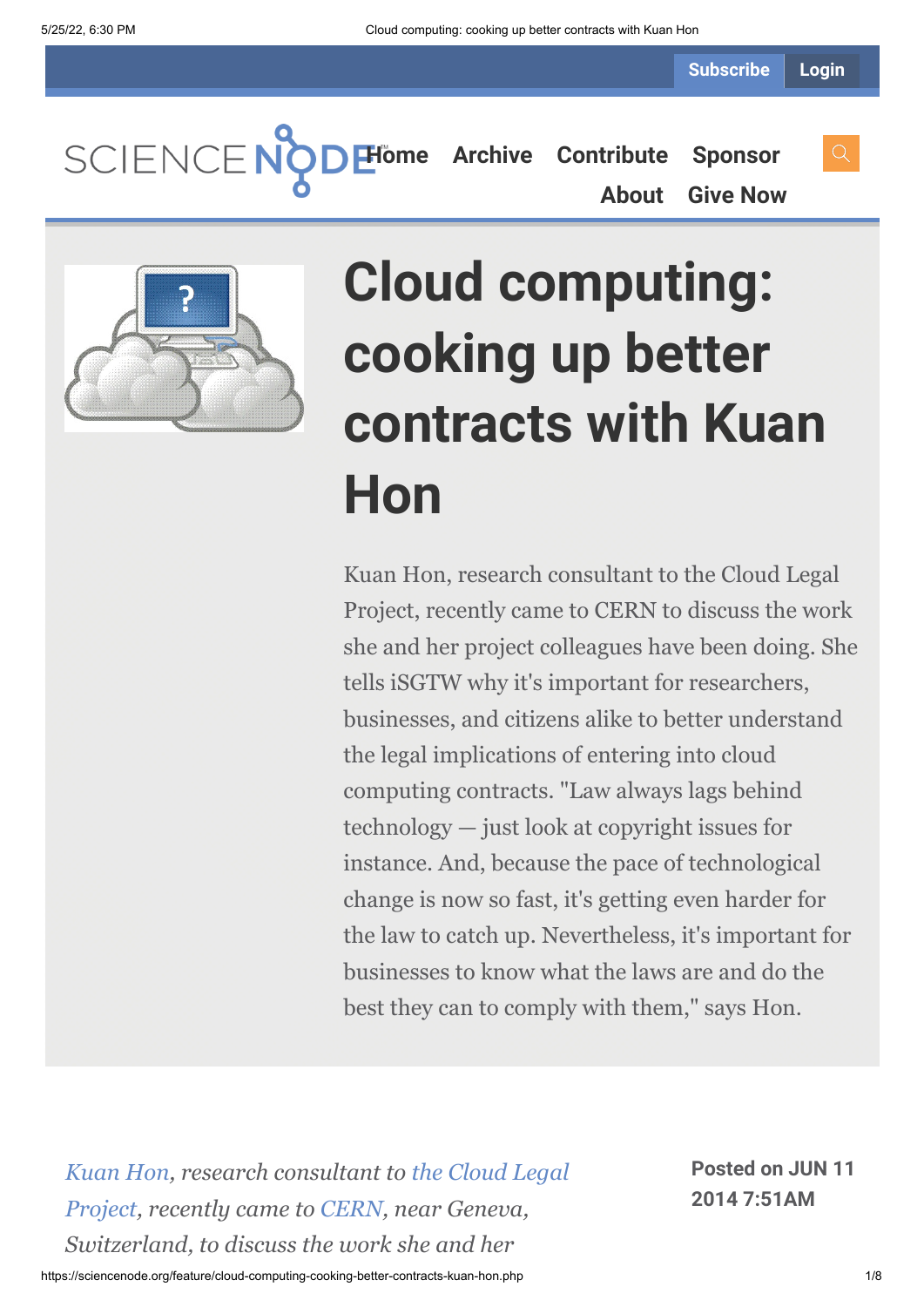# Cloud computing: cooking up better contracts with Kuan Hon

Kuan Hon, research consultant to the Cloud Legal Project, recently came to CERN to discuss the work she and her project colleagues have been doing. She tells iSGTW why it's important for researchers, businesses, and citizens alike to better understand the legal implications of entering into cloud computing contracts. "Law always lags behind technology — just look at copyright issues for instance. And, because the pace of technological change is now so fast, it's getting even harder for the law to catch up. Nevertheless, it's important for businesses to know what the laws are and do the best they can to comply with them," says Hon.

**Posted on JUN 11 2014 7:51AM**

*Kuan Hon, research consultant to the Cloud Legal Project, recently came to CERN, near Geneva, Switzerland, to discuss the work she and her*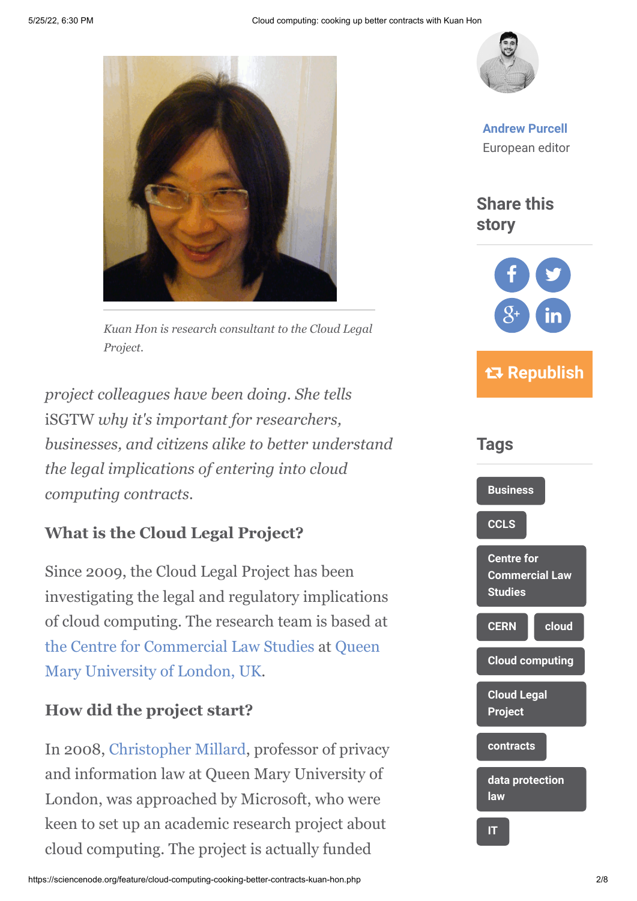*Kuan Hon is research consultant to the Cloud Legal Project.*

*project colleagues have been doing. She tells* iSGTW *why it's important for researchers, businesses, and citizens alike to better understand the legal implications of entering into cloud computing contracts.*

### What is the Cloud Legal Project?

Since 2009, the Cloud Legal Project has been investigating the legal and regulatory implications of cloud computing. The research team is based at the Centre for Commercial Law Studies at Queen Mary University of London, UK.

### How did the project start?

In 2008, Christopher Millard, professor of privacy and information law at Queen Mary University of London, was approached by Microsoft, who were keen to set up an academic research project about cloud computing. The project is actually funded

**Andrew Purcell**
European editor

## Share this story

Republish

## Tags

- Business
- CCLS
- Centre for Commercial Law Studies
- CERN
- cloud
- Cloud computing
- Cloud Legal Project
- contracts
- data protection law
- IT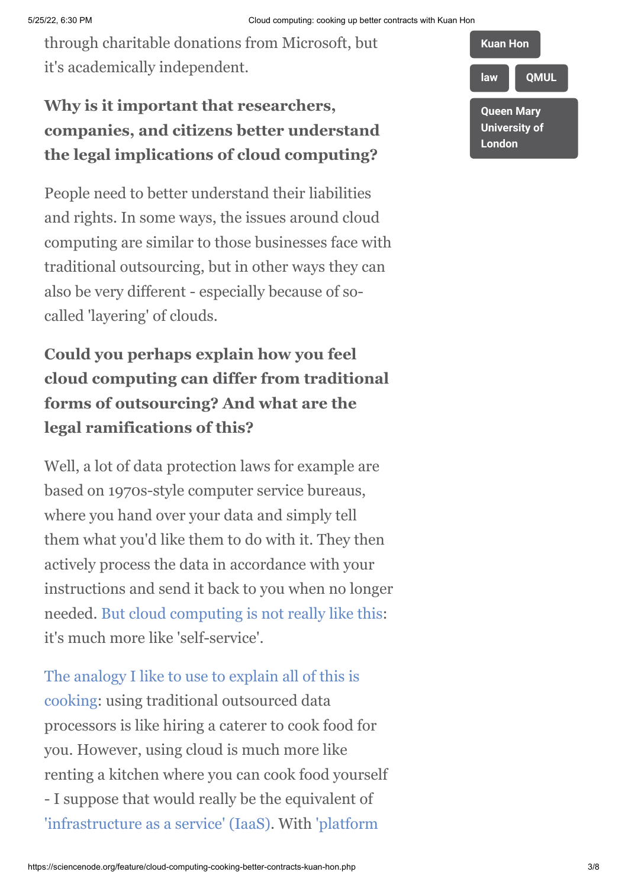through charitable donations from Microsoft, but it's academically independent.

**Why is it important that researchers, companies, and citizens better understand the legal implications of cloud computing?**

People need to better understand their liabilities and rights. In some ways, the issues around cloud computing are similar to those businesses face with traditional outsourcing, but in other ways they can also be very different - especially because of so-called 'layering' of clouds.

**Could you perhaps explain how you feel cloud computing can differ from traditional forms of outsourcing? And what are the legal ramifications of this?**

Well, a lot of data protection laws for example are based on 1970s-style computer service bureaus, where you hand over your data and simply tell them what you'd like them to do with it. They then actively process the data in accordance with your instructions and send it back to you when no longer needed. But cloud computing is not really like this: it's much more like 'self-service'.

The analogy I like to use to explain all of this is cooking: using traditional outsourced data processors is like hiring a caterer to cook food for you. However, using cloud is much more like renting a kitchen where you can cook food yourself - I suppose that would really be the equivalent of 'infrastructure as a service' (IaaS). With 'platform

Kuan Hon

law

QMUL

Queen Mary University of London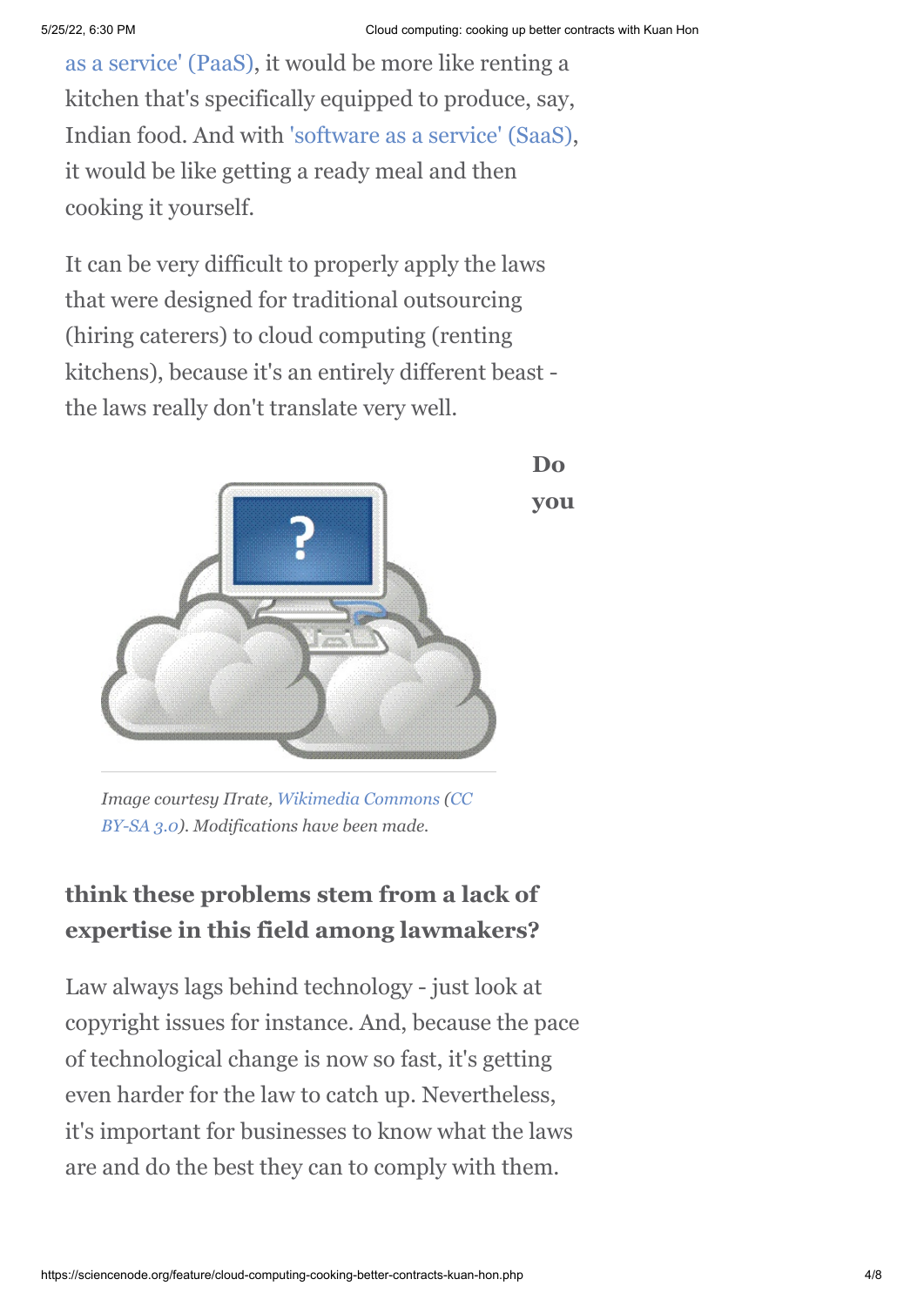as a service' (PaaS), it would be more like renting a kitchen that's specifically equipped to produce, say, Indian food. And with 'software as a service' (SaaS), it would be like getting a ready meal and then cooking it yourself.

It can be very difficult to properly apply the laws that were designed for traditional outsourcing (hiring caterers) to cloud computing (renting kitchens), because it's an entirely different beast - the laws really don't translate very well.

*Image courtesy IIrate, Wikimedia Commons (CC BY-SA 3.0). Modifications have been made.*

**Do you think these problems stem from a lack of expertise in this field among lawmakers?**

Law always lags behind technology - just look at copyright issues for instance. And, because the pace of technological change is now so fast, it's getting even harder for the law to catch up. Nevertheless, it's important for businesses to know what the laws are and do the best they can to comply with them.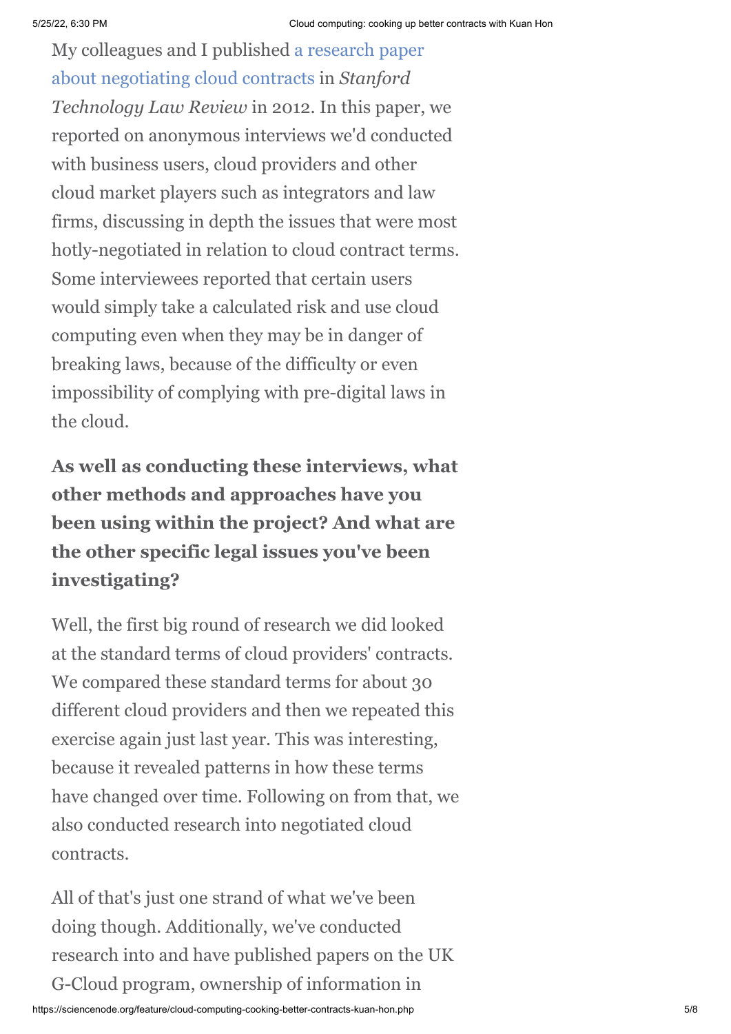My colleagues and I published a research paper about negotiating cloud contracts in *Stanford Technology Law Review* in 2012. In this paper, we reported on anonymous interviews we'd conducted with business users, cloud providers and other cloud market players such as integrators and law firms, discussing in depth the issues that were most hotly-negotiated in relation to cloud contract terms. Some interviewees reported that certain users would simply take a calculated risk and use cloud computing even when they may be in danger of breaking laws, because of the difficulty or even impossibility of complying with pre-digital laws in the cloud.

**As well as conducting these interviews, what other methods and approaches have you been using within the project? And what are the other specific legal issues you've been investigating?**

Well, the first big round of research we did looked at the standard terms of cloud providers' contracts. We compared these standard terms for about 30 different cloud providers and then we repeated this exercise again just last year. This was interesting, because it revealed patterns in how these terms have changed over time. Following on from that, we also conducted research into negotiated cloud contracts.

All of that's just one strand of what we've been doing though. Additionally, we've conducted research into and have published papers on the UK G-Cloud program, ownership of information in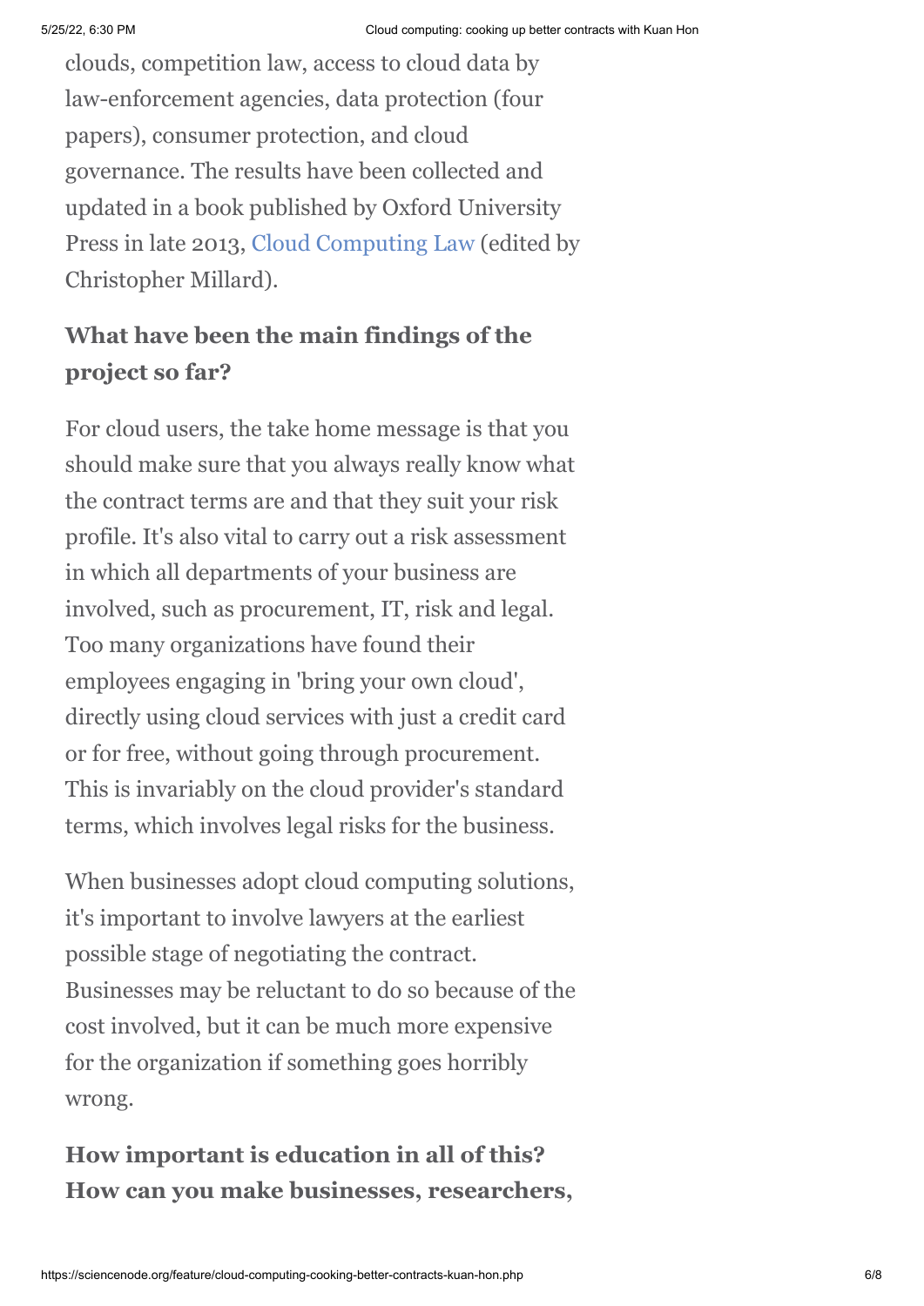clouds, competition law, access to cloud data by law-enforcement agencies, data protection (four papers), consumer protection, and cloud governance. The results have been collected and updated in a book published by Oxford University Press in late 2013, Cloud Computing Law (edited by Christopher Millard).

**What have been the main findings of the project so far?**

For cloud users, the take home message is that you should make sure that you always really know what the contract terms are and that they suit your risk profile. It's also vital to carry out a risk assessment in which all departments of your business are involved, such as procurement, IT, risk and legal. Too many organizations have found their employees engaging in 'bring your own cloud', directly using cloud services with just a credit card or for free, without going through procurement. This is invariably on the cloud provider's standard terms, which involves legal risks for the business.

When businesses adopt cloud computing solutions, it's important to involve lawyers at the earliest possible stage of negotiating the contract. Businesses may be reluctant to do so because of the cost involved, but it can be much more expensive for the organization if something goes horribly wrong.

**How important is education in all of this? How can you make businesses, researchers,**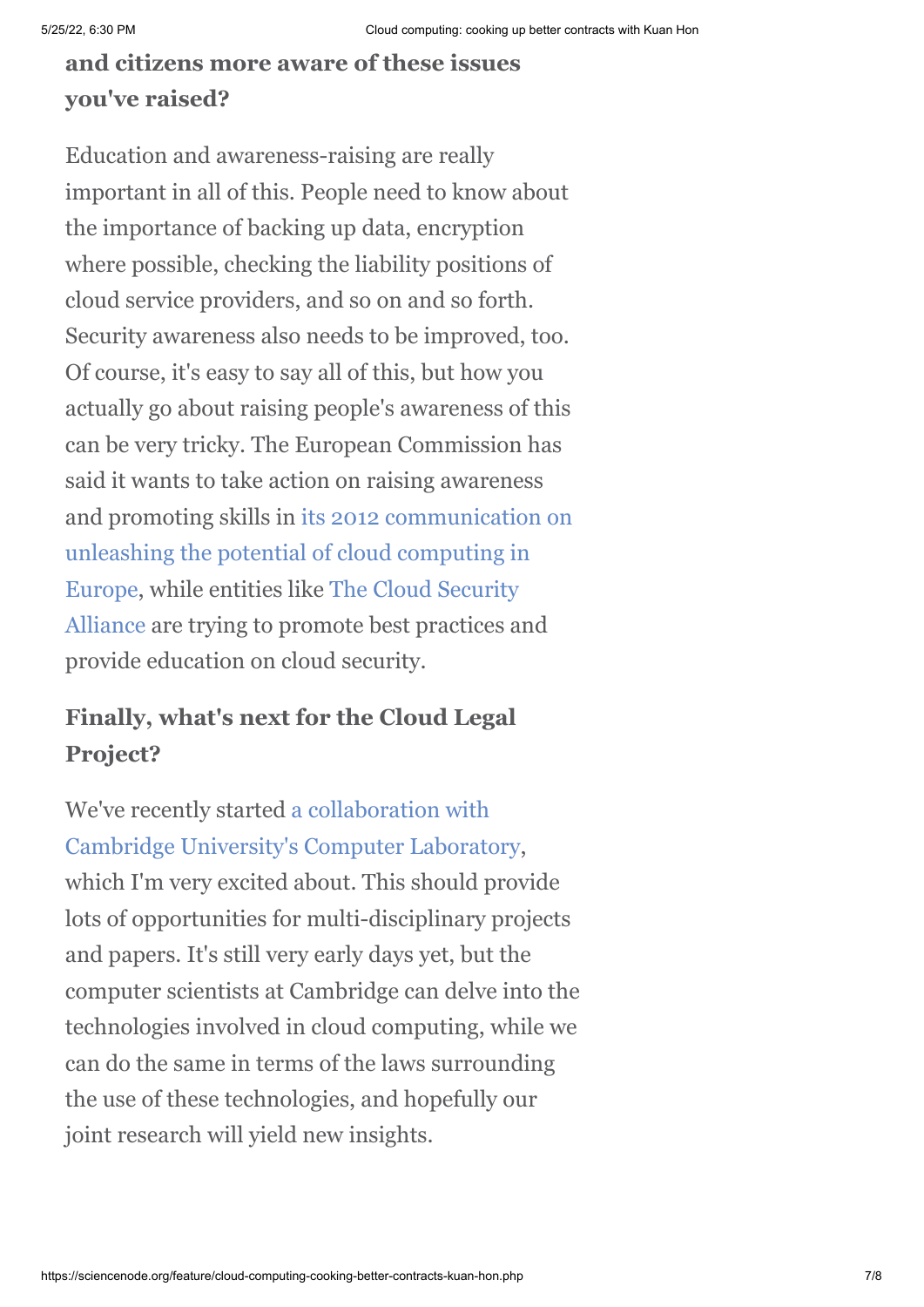**and citizens more aware of these issues you've raised?**

Education and awareness-raising are really important in all of this. People need to know about the importance of backing up data, encryption where possible, checking the liability positions of cloud service providers, and so on and so forth. Security awareness also needs to be improved, too. Of course, it's easy to say all of this, but how you actually go about raising people's awareness of this can be very tricky. The European Commission has said it wants to take action on raising awareness and promoting skills in its 2012 communication on unleashing the potential of cloud computing in Europe, while entities like The Cloud Security Alliance are trying to promote best practices and provide education on cloud security.

## Finally, what's next for the Cloud Legal Project?

We've recently started a collaboration with Cambridge University's Computer Laboratory, which I'm very excited about. This should provide lots of opportunities for multi-disciplinary projects and papers. It's still very early days yet, but the computer scientists at Cambridge can delve into the technologies involved in cloud computing, while we can do the same in terms of the laws surrounding the use of these technologies, and hopefully our joint research will yield new insights.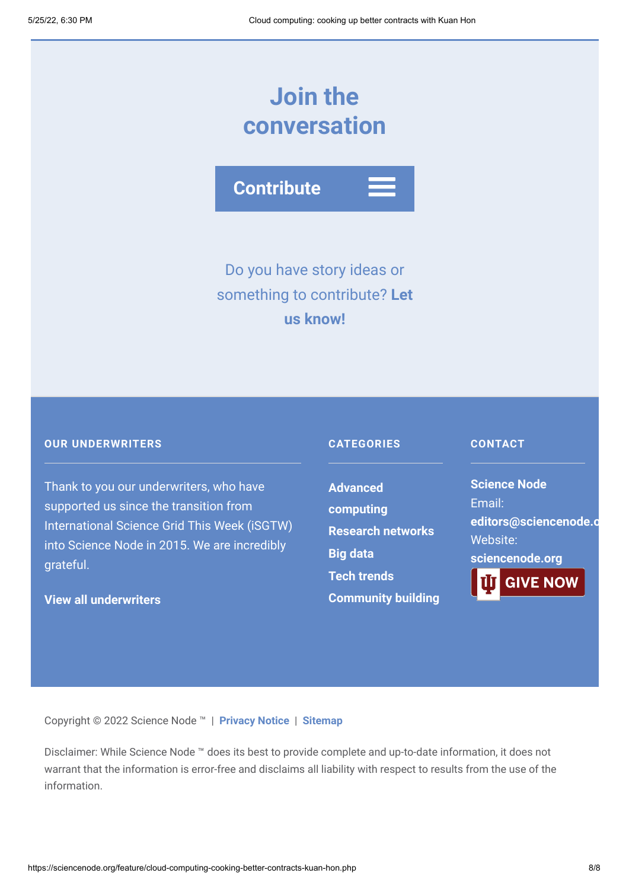# Join the conversation

**Contribute**

Do you have story ideas or something to contribute? **Let us know!**

### OUR UNDERWRITERS

Thank to you our underwriters, who have supported us since the transition from International Science Grid This Week (iSGTW) into Science Node in 2015. We are incredibly grateful.

**View all underwriters**

### CATEGORIES

- **Advanced computing**
- **Research networks**
- **Big data**
- **Tech trends**
- **Community building**

### CONTACT

**Science Node**
Email:
**editors@sciencenode.o**
Website:
**sciencenode.org**

**GIVE NOW**

Copyright © 2022 Science Node ™ | **Privacy Notice** | **Sitemap**

Disclaimer: While Science Node ™ does its best to provide complete and up-to-date information, it does not warrant that the information is error-free and disclaims all liability with respect to results from the use of the information.